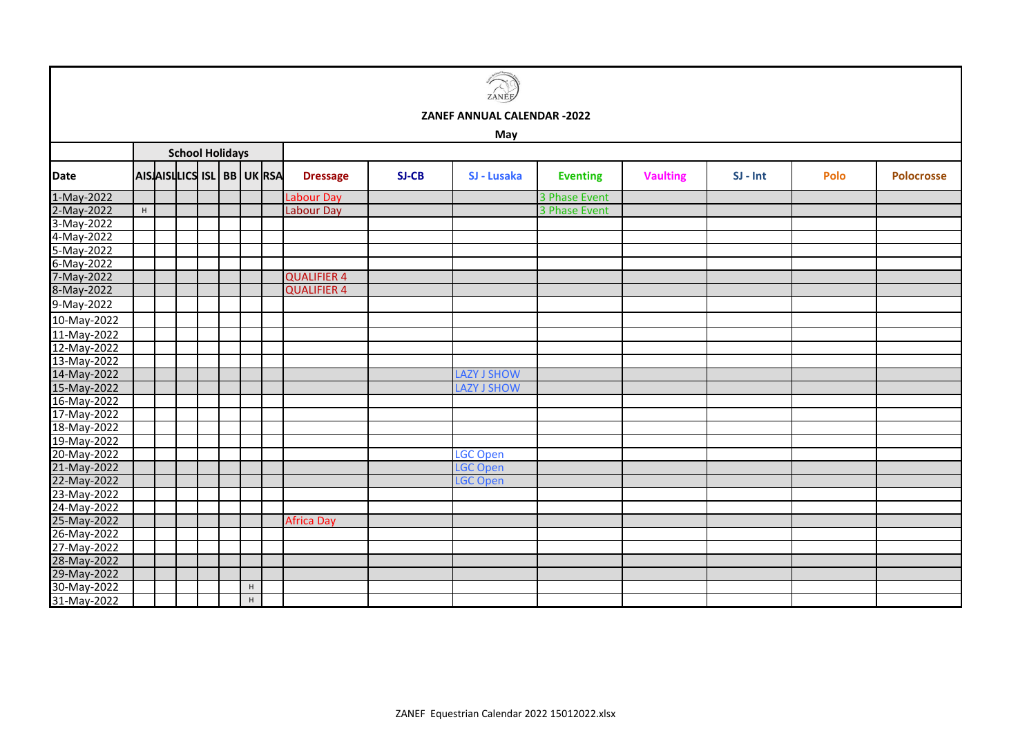ZANEF

**ZANEF ANNUAL CALENDAR -2022**

**May**

| Date | School Holidays | | | | | | | | | | | | | | |
|---|---|---|---|---|---|---|---|---|---|---|---|---|---|---|---|
| | AISJ | AISL | LICS | ISL | BB | UK | RSA | Dressage | SJ-CB | SJ - Lusaka | Eventing | Vaulting | SJ - Int | Polo | Polocrosse |
| 1-May-2022 | | | | | | | | Labour Day | | | 3 Phase Event | | | | |
| 2-May-2022 | H | | | | | | | Labour Day | | | 3 Phase Event | | | | |
| 3-May-2022 | | | | | | | | | | | | | | | |
| 4-May-2022 | | | | | | | | | | | | | | | |
| 5-May-2022 | | | | | | | | | | | | | | | |
| 6-May-2022 | | | | | | | | | | | | | | | |
| 7-May-2022 | | | | | | | | QUALIFIER 4 | | | | | | | |
| 8-May-2022 | | | | | | | | QUALIFIER 4 | | | | | | | |
| 9-May-2022 | | | | | | | | | | | | | | | |
| 10-May-2022 | | | | | | | | | | | | | | | |
| 11-May-2022 | | | | | | | | | | | | | | | |
| 12-May-2022 | | | | | | | | | | | | | | | |
| 13-May-2022 | | | | | | | | | | | | | | | |
| 14-May-2022 | | | | | | | | | | LAZY J SHOW | | | | | |
| 15-May-2022 | | | | | | | | | | LAZY J SHOW | | | | | |
| 16-May-2022 | | | | | | | | | | | | | | | |
| 17-May-2022 | | | | | | | | | | | | | | | |
| 18-May-2022 | | | | | | | | | | | | | | | |
| 19-May-2022 | | | | | | | | | | | | | | | |
| 20-May-2022 | | | | | | | | | | LGC Open | | | | | |
| 21-May-2022 | | | | | | | | | | LGC Open | | | | | |
| 22-May-2022 | | | | | | | | | | LGC Open | | | | | |
| 23-May-2022 | | | | | | | | | | | | | | | |
| 24-May-2022 | | | | | | | | | | | | | | | |
| 25-May-2022 | | | | | | | | Africa Day | | | | | | | |
| 26-May-2022 | | | | | | | | | | | | | | | |
| 27-May-2022 | | | | | | | | | | | | | | | |
| 28-May-2022 | | | | | | | | | | | | | | | |
| 29-May-2022 | | | | | | | | | | | | | | | |
| 30-May-2022 | | | | | | H | | | | | | | | | |
| 31-May-2022 | | | | | | H | | | | | | | | | |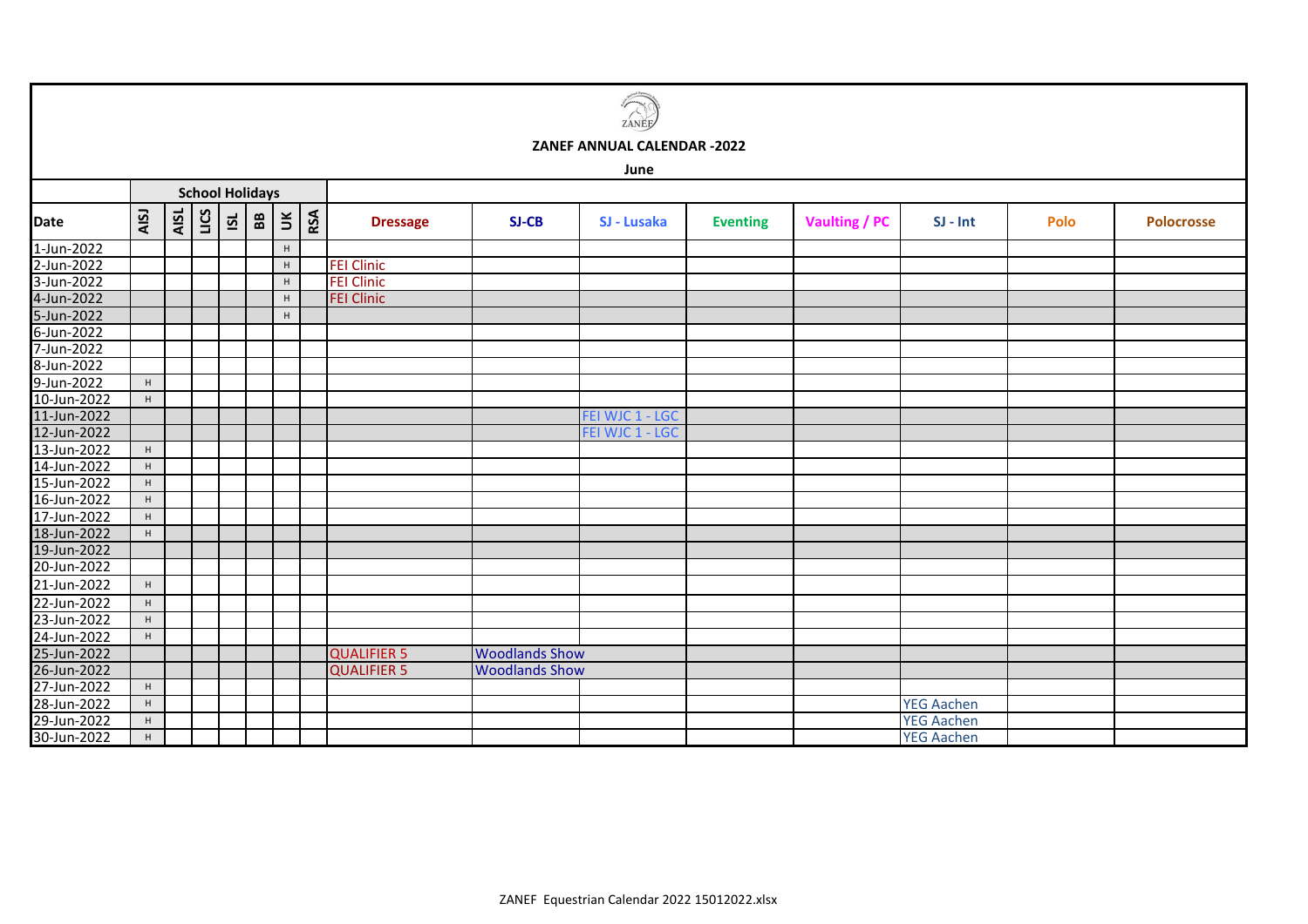ZANEF

**ZANEF ANNUAL CALENDAR -2022**

**June**

| Date | School Holidays | | | | | | | Dressage | SJ-CB | SJ - Lusaka | Eventing | Vaulting / PC | SJ - Int | Polo | Polocrosse |
|---|---|---|---|---|---|---|---|---|---|---|---|---|---|---|---|
| | AISJ | AISL | LICS | ISL | BB | UK | RSA | | | | | | | | |
| 1-Jun-2022 | | | | | | H | | | | | | | | | |
| 2-Jun-2022 | | | | | | H | | FEI Clinic | | | | | | | |
| 3-Jun-2022 | | | | | | H | | FEI Clinic | | | | | | | |
| 4-Jun-2022 | | | | | | H | | FEI Clinic | | | | | | | |
| 5-Jun-2022 | | | | | | H | | | | | | | | | |
| 6-Jun-2022 | | | | | | | | | | | | | | | |
| 7-Jun-2022 | | | | | | | | | | | | | | | |
| 8-Jun-2022 | | | | | | | | | | | | | | | |
| 9-Jun-2022 | H | | | | | | | | | | | | | | |
| 10-Jun-2022 | H | | | | | | | | | | | | | | |
| 11-Jun-2022 | | | | | | | | | | FEI WJC 1 - LGC | | | | | |
| 12-Jun-2022 | | | | | | | | | | FEI WJC 1 - LGC | | | | | |
| 13-Jun-2022 | H | | | | | | | | | | | | | | |
| 14-Jun-2022 | H | | | | | | | | | | | | | | |
| 15-Jun-2022 | H | | | | | | | | | | | | | | |
| 16-Jun-2022 | H | | | | | | | | | | | | | | |
| 17-Jun-2022 | H | | | | | | | | | | | | | | |
| 18-Jun-2022 | H | | | | | | | | | | | | | | |
| 19-Jun-2022 | | | | | | | | | | | | | | | |
| 20-Jun-2022 | | | | | | | | | | | | | | | |
| 21-Jun-2022 | H | | | | | | | | | | | | | | |
| 22-Jun-2022 | H | | | | | | | | | | | | | | |
| 23-Jun-2022 | H | | | | | | | | | | | | | | |
| 24-Jun-2022 | H | | | | | | | | | | | | | | |
| 25-Jun-2022 | | | | | | | | QUALIFIER 5 | Woodlands Show | | | | | | |
| 26-Jun-2022 | | | | | | | | QUALIFIER 5 | Woodlands Show | | | | | | |
| 27-Jun-2022 | H | | | | | | | | | | | | | | |
| 28-Jun-2022 | H | | | | | | | | | | | | YEG Aachen | | |
| 29-Jun-2022 | H | | | | | | | | | | | | YEG Aachen | | |
| 30-Jun-2022 | H | | | | | | | | | | | | YEG Aachen | | |

ZANEF Equestrian Calendar 2022 15012022.xlsx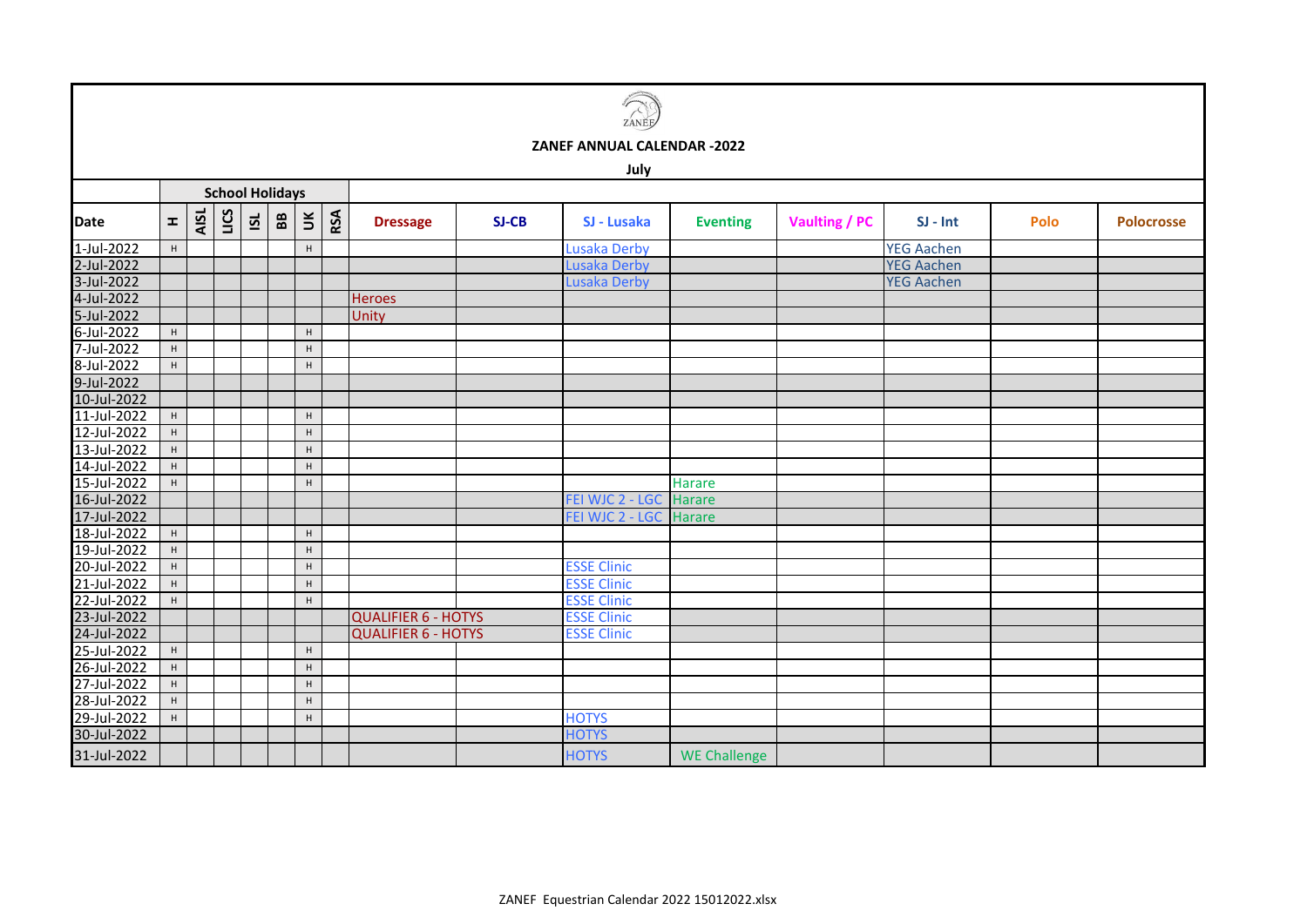ZANEF

# ZANEF ANNUAL CALENDAR -2022

## July

| Date | School Holidays | | | | | | | Dressage | SJ-CB | SJ - Lusaka | Eventing | Vaulting / PC | SJ - Int | Polo | Polocrosse |
|---|---|---|---|---|---|---|---|---|---|---|---|---|---|---|---|
| | H | AISL | LICS | ISL | BB | UK | RSA | | | | | | | | |
| 1-Jul-2022 | H | | | | | H | | | | Lusaka Derby | | | YEG Aachen | | |
| 2-Jul-2022 | | | | | | | | | | Lusaka Derby | | | YEG Aachen | | |
| 3-Jul-2022 | | | | | | | | | | Lusaka Derby | | | YEG Aachen | | |
| 4-Jul-2022 | | | | | | | | Heroes | | | | | | | |
| 5-Jul-2022 | | | | | | | | Unity | | | | | | | |
| 6-Jul-2022 | H | | | | | H | | | | | | | | | |
| 7-Jul-2022 | H | | | | | H | | | | | | | | | |
| 8-Jul-2022 | H | | | | | H | | | | | | | | | |
| 9-Jul-2022 | | | | | | | | | | | | | | | |
| 10-Jul-2022 | | | | | | | | | | | | | | | |
| 11-Jul-2022 | H | | | | | H | | | | | | | | | |
| 12-Jul-2022 | H | | | | | H | | | | | | | | | |
| 13-Jul-2022 | H | | | | | H | | | | | | | | | |
| 14-Jul-2022 | H | | | | | H | | | | | | | | | |
| 15-Jul-2022 | H | | | | | H | | | | | Harare | | | | |
| 16-Jul-2022 | | | | | | | | | | FEI WJC 2 - LGC | Harare | | | | |
| 17-Jul-2022 | | | | | | | | | | FEI WJC 2 - LGC | Harare | | | | |
| 18-Jul-2022 | H | | | | | H | | | | | | | | | |
| 19-Jul-2022 | H | | | | | H | | | | | | | | | |
| 20-Jul-2022 | H | | | | | H | | | | ESSE Clinic | | | | | |
| 21-Jul-2022 | H | | | | | H | | | | ESSE Clinic | | | | | |
| 22-Jul-2022 | H | | | | | H | | | | ESSE Clinic | | | | | |
| 23-Jul-2022 | | | | | | | | QUALIFIER 6 - HOTYS | | ESSE Clinic | | | | | |
| 24-Jul-2022 | | | | | | | | QUALIFIER 6 - HOTYS | | ESSE Clinic | | | | | |
| 25-Jul-2022 | H | | | | | H | | | | | | | | | |
| 26-Jul-2022 | H | | | | | H | | | | | | | | | |
| 27-Jul-2022 | H | | | | | H | | | | | | | | | |
| 28-Jul-2022 | H | | | | | H | | | | | | | | | |
| 29-Jul-2022 | H | | | | | H | | | | HOTYS | | | | | |
| 30-Jul-2022 | | | | | | | | | | HOTYS | | | | | |
| 31-Jul-2022 | | | | | | | | | | HOTYS | WE Challenge | | | | |

ZANEF Equestrian Calendar 2022 15012022.xlsx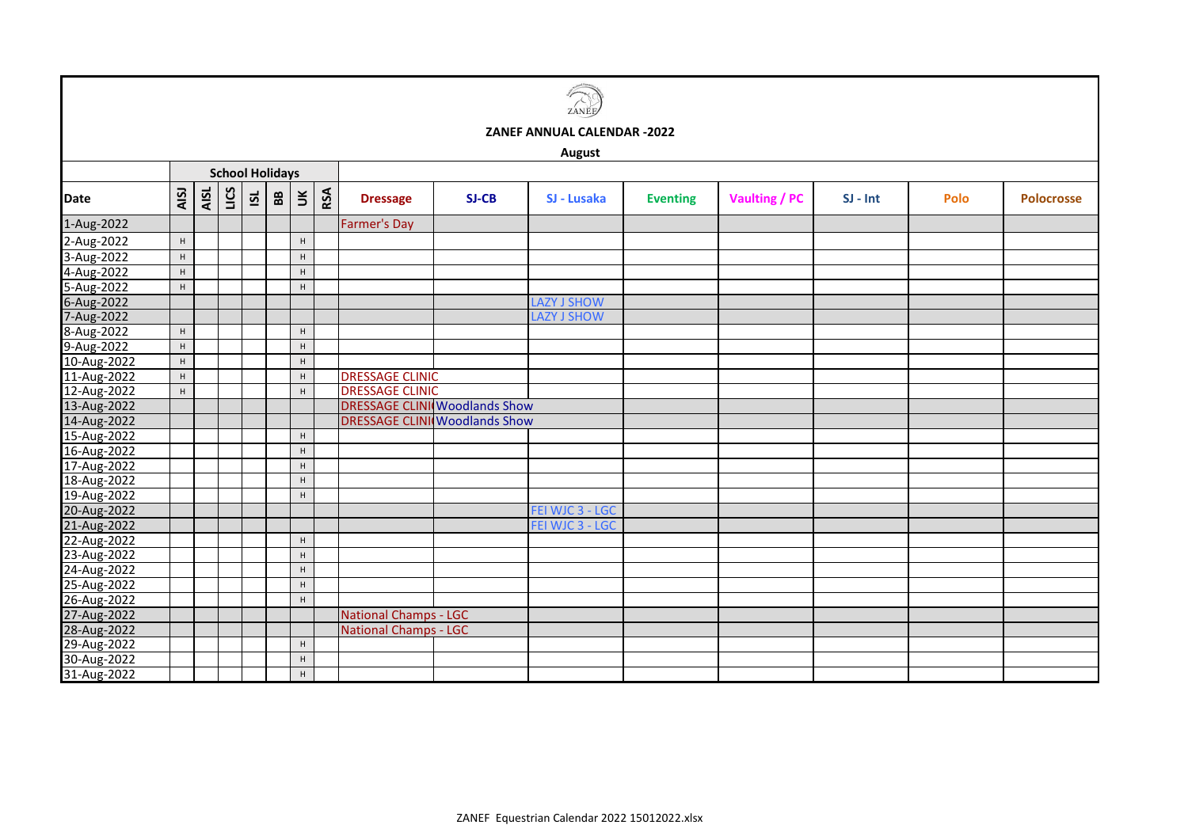ZANEF

## ZANEF ANNUAL CALENDAR -2022

### August

| Date | School Holidays | | | | | | | Dressage | SJ-CB | SJ - Lusaka | Eventing | Vaulting / PC | SJ - Int | Polo | Polocrosse |
|---|---|---|---|---|---|---|---|---|---|---|---|---|---|---|---|
| | AISJ | AISL | LICS | ISL | BB | UK | RSA | | | | | | | | |
| 1-Aug-2022 | | | | | | | | Farmer's Day | | | | | | | |
| 2-Aug-2022 | H | | | | | H | | | | | | | | | |
| 3-Aug-2022 | H | | | | | H | | | | | | | | | |
| 4-Aug-2022 | H | | | | | H | | | | | | | | | |
| 5-Aug-2022 | H | | | | | H | | | | | | | | | |
| 6-Aug-2022 | | | | | | | | | | LAZY J SHOW | | | | | |
| 7-Aug-2022 | | | | | | | | | | LAZY J SHOW | | | | | |
| 8-Aug-2022 | H | | | | | H | | | | | | | | | |
| 9-Aug-2022 | H | | | | | H | | | | | | | | | |
| 10-Aug-2022 | H | | | | | H | | | | | | | | | |
| 11-Aug-2022 | H | | | | | H | | DRESSAGE CLINIC | | | | | | | |
| 12-Aug-2022 | H | | | | | H | | DRESSAGE CLINIC | | | | | | | |
| 13-Aug-2022 | | | | | | | | DRESSAGE CLINIC | Woodlands Show | | | | | | |
| 14-Aug-2022 | | | | | | | | DRESSAGE CLINIC | Woodlands Show | | | | | | |
| 15-Aug-2022 | | | | | | H | | | | | | | | | |
| 16-Aug-2022 | | | | | | H | | | | | | | | | |
| 17-Aug-2022 | | | | | | H | | | | | | | | | |
| 18-Aug-2022 | | | | | | H | | | | | | | | | |
| 19-Aug-2022 | | | | | | H | | | | | | | | | |
| 20-Aug-2022 | | | | | | | | | | FEI WJC 3 - LGC | | | | | |
| 21-Aug-2022 | | | | | | | | | | FEI WJC 3 - LGC | | | | | |
| 22-Aug-2022 | | | | | | H | | | | | | | | | |
| 23-Aug-2022 | | | | | | H | | | | | | | | | |
| 24-Aug-2022 | | | | | | H | | | | | | | | | |
| 25-Aug-2022 | | | | | | H | | | | | | | | | |
| 26-Aug-2022 | | | | | | H | | | | | | | | | |
| 27-Aug-2022 | | | | | | | | National Champs - LGC | | | | | | | |
| 28-Aug-2022 | | | | | | | | National Champs - LGC | | | | | | | |
| 29-Aug-2022 | | | | | | H | | | | | | | | | |
| 30-Aug-2022 | | | | | | H | | | | | | | | | |
| 31-Aug-2022 | | | | | | H | | | | | | | | | |

ZANEF Equestrian Calendar 2022 15012022.xlsx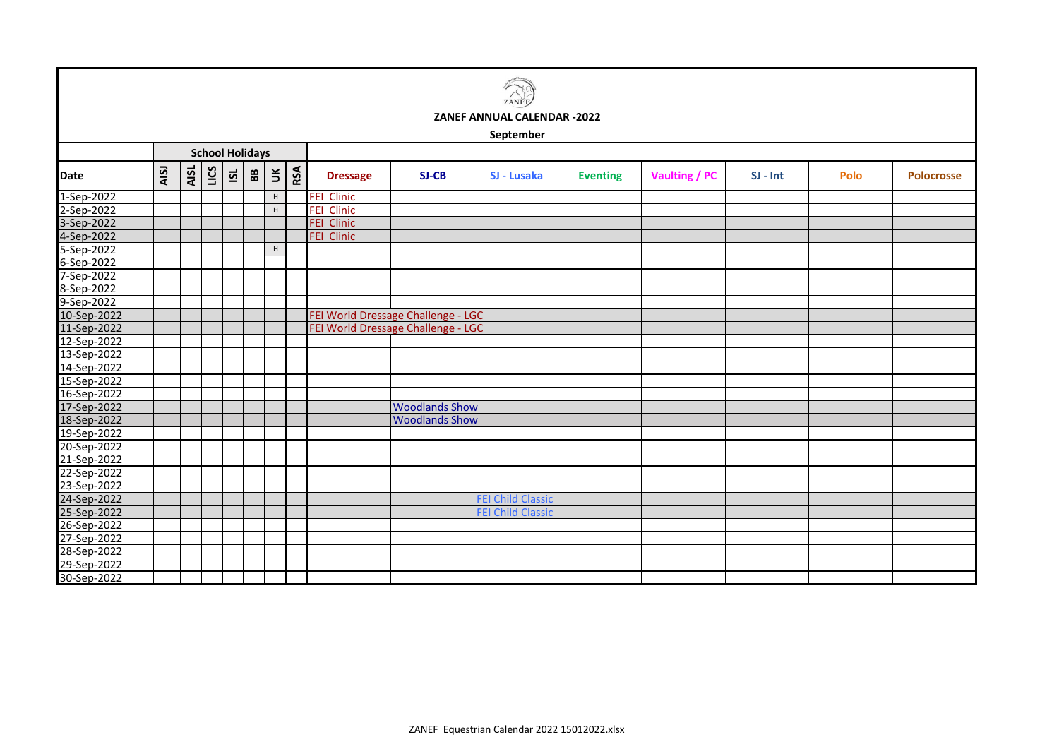ZANEF

**ZANEF ANNUAL CALENDAR -2022**

**September**

| | School Holidays | | | | | | | | | | | | | | | |
|---|---|---|---|---|---|---|---|---|---|---|---|---|---|---|---|---|
| **Date** | **AISJ** | **AISL** | **LICS** | **ISL** | **BB** | **UK** | **RSA** | **Dressage** | **SJ-CB** | **SJ - Lusaka** | **Eventing** | **Vaulting / PC** | **SJ - Int** | **Polo** | **Polocrosse** |
| 1-Sep-2022 | | | | | | H | | FEI Clinic | | | | | | | |
| 2-Sep-2022 | | | | | | H | | FEI Clinic | | | | | | | |
| 3-Sep-2022 | | | | | | | | FEI Clinic | | | | | | | |
| 4-Sep-2022 | | | | | | | | FEI Clinic | | | | | | | |
| 5-Sep-2022 | | | | | | H | | | | | | | | | |
| 6-Sep-2022 | | | | | | | | | | | | | | | |
| 7-Sep-2022 | | | | | | | | | | | | | | | |
| 8-Sep-2022 | | | | | | | | | | | | | | | |
| 9-Sep-2022 | | | | | | | | | | | | | | | |
| 10-Sep-2022 | | | | | | | | FEI World Dressage Challenge - LGC | | | | | | | |
| 11-Sep-2022 | | | | | | | | FEI World Dressage Challenge - LGC | | | | | | | |
| 12-Sep-2022 | | | | | | | | | | | | | | | |
| 13-Sep-2022 | | | | | | | | | | | | | | | |
| 14-Sep-2022 | | | | | | | | | | | | | | | |
| 15-Sep-2022 | | | | | | | | | | | | | | | |
| 16-Sep-2022 | | | | | | | | | | | | | | | |
| 17-Sep-2022 | | | | | | | | | Woodlands Show | | | | | | |
| 18-Sep-2022 | | | | | | | | | Woodlands Show | | | | | | |
| 19-Sep-2022 | | | | | | | | | | | | | | | |
| 20-Sep-2022 | | | | | | | | | | | | | | | |
| 21-Sep-2022 | | | | | | | | | | | | | | | |
| 22-Sep-2022 | | | | | | | | | | | | | | | |
| 23-Sep-2022 | | | | | | | | | | | | | | | |
| 24-Sep-2022 | | | | | | | | | | FEI Child Classic | | | | | |
| 25-Sep-2022 | | | | | | | | | | FEI Child Classic | | | | | |
| 26-Sep-2022 | | | | | | | | | | | | | | | |
| 27-Sep-2022 | | | | | | | | | | | | | | | |
| 28-Sep-2022 | | | | | | | | | | | | | | | |
| 29-Sep-2022 | | | | | | | | | | | | | | | |
| 30-Sep-2022 | | | | | | | | | | | | | | | |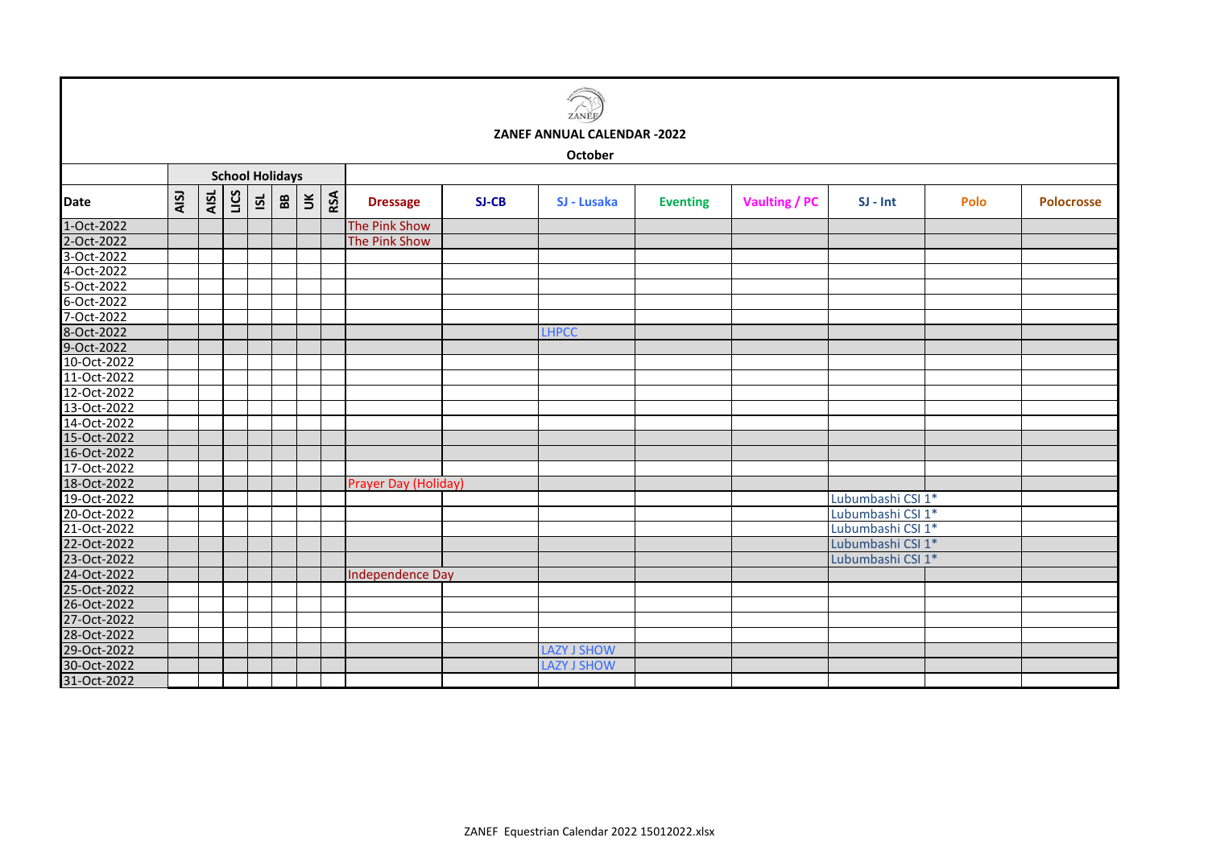ZANEF

**ZANEF ANNUAL CALENDAR -2022**

**October**

| Date | School Holidays | | | | | | | Dressage | SJ-CB | SJ - Lusaka | Eventing | Vaulting / PC | SJ - Int | Polo | Polocrosse |
|---|---|---|---|---|---|---|---|---|---|---|---|---|---|---|---|
| | AISJ | AISL | LICS | ISL | BB | UK | RSA | | | | | | | | |
| 1-Oct-2022 | | | | | | | | The Pink Show | | | | | | | |
| 2-Oct-2022 | | | | | | | | The Pink Show | | | | | | | |
| 3-Oct-2022 | | | | | | | | | | | | | | | |
| 4-Oct-2022 | | | | | | | | | | | | | | | |
| 5-Oct-2022 | | | | | | | | | | | | | | | |
| 6-Oct-2022 | | | | | | | | | | | | | | | |
| 7-Oct-2022 | | | | | | | | | | | | | | | |
| 8-Oct-2022 | | | | | | | | | | LHPCC | | | | | |
| 9-Oct-2022 | | | | | | | | | | | | | | | |
| 10-Oct-2022 | | | | | | | | | | | | | | | |
| 11-Oct-2022 | | | | | | | | | | | | | | | |
| 12-Oct-2022 | | | | | | | | | | | | | | | |
| 13-Oct-2022 | | | | | | | | | | | | | | | |
| 14-Oct-2022 | | | | | | | | | | | | | | | |
| 15-Oct-2022 | | | | | | | | | | | | | | | |
| 16-Oct-2022 | | | | | | | | | | | | | | | |
| 17-Oct-2022 | | | | | | | | | | | | | | | |
| 18-Oct-2022 | | | | | | | | Prayer Day (Holiday) | | | | | | | |
| 19-Oct-2022 | | | | | | | | | | | | | Lubumbashi CSI 1* | | |
| 20-Oct-2022 | | | | | | | | | | | | | Lubumbashi CSI 1* | | |
| 21-Oct-2022 | | | | | | | | | | | | | Lubumbashi CSI 1* | | |
| 22-Oct-2022 | | | | | | | | | | | | | Lubumbashi CSI 1* | | |
| 23-Oct-2022 | | | | | | | | | | | | | Lubumbashi CSI 1* | | |
| 24-Oct-2022 | | | | | | | | Independence Day | | | | | | | |
| 25-Oct-2022 | | | | | | | | | | | | | | | |
| 26-Oct-2022 | | | | | | | | | | | | | | | |
| 27-Oct-2022 | | | | | | | | | | | | | | | |
| 28-Oct-2022 | | | | | | | | | | | | | | | |
| 29-Oct-2022 | | | | | | | | | | LAZY J SHOW | | | | | |
| 30-Oct-2022 | | | | | | | | | | LAZY J SHOW | | | | | |
| 31-Oct-2022 | | | | | | | | | | | | | | | |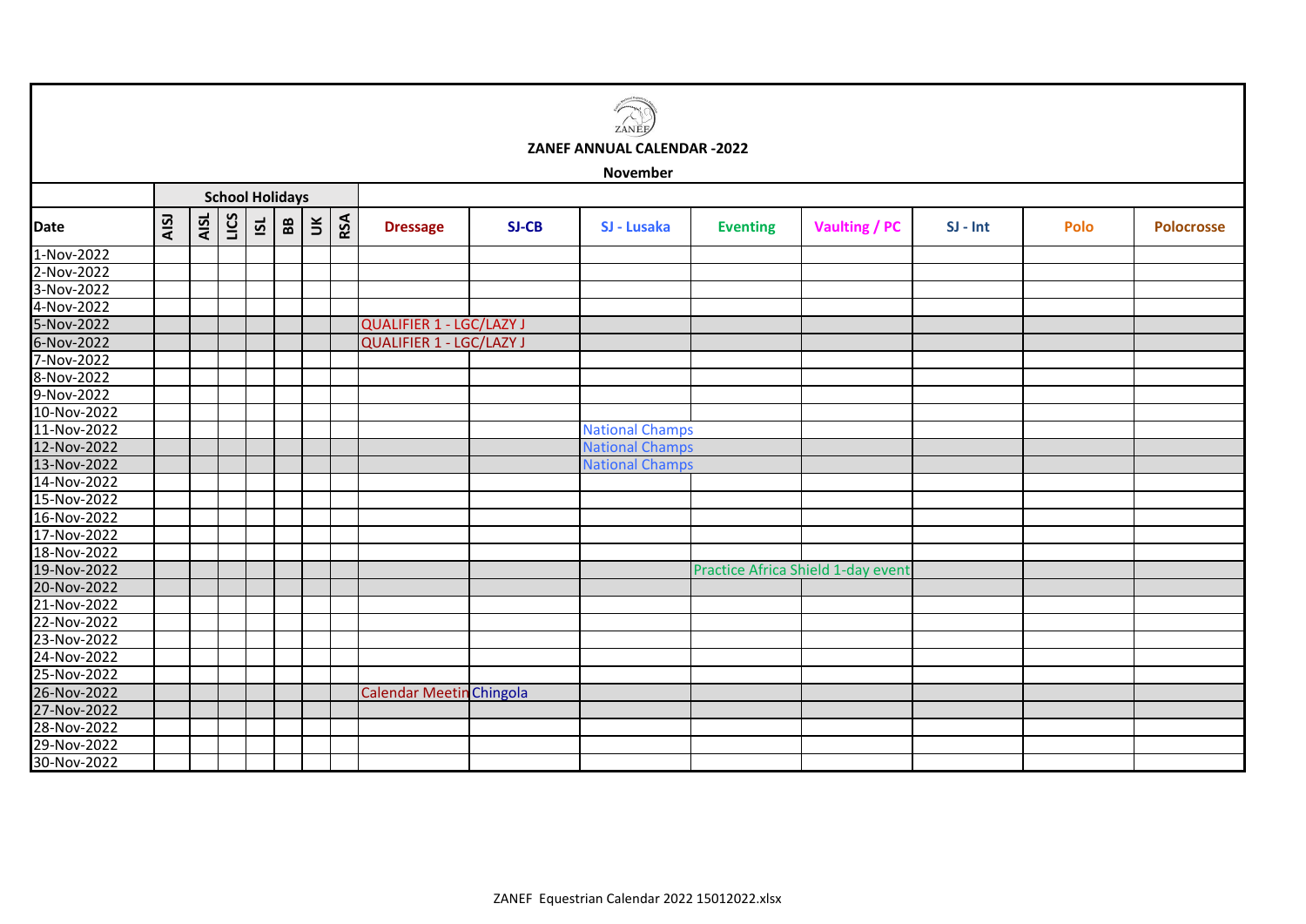ZANEF

**ZANEF ANNUAL CALENDAR -2022**

**November**

| | School Holidays | | | | | | | | | | | | | | | |
|---|---|---|---|---|---|---|---|---|---|---|---|---|---|---|---|---|
| **Date** | **AISJ** | **AISL** | **LICS** | **ISL** | **BB** | **UK** | **RSA** | **Dressage** | **SJ-CB** | **SJ - Lusaka** | **Eventing** | **Vaulting / PC** | **SJ - Int** | **Polo** | **Polocrosse** |
| 1-Nov-2022 | | | | | | | | | | | | | | | |
| 2-Nov-2022 | | | | | | | | | | | | | | | |
| 3-Nov-2022 | | | | | | | | | | | | | | | |
| 4-Nov-2022 | | | | | | | | | | | | | | | |
| 5-Nov-2022 | | | | | | | | QUALIFIER 1 - LGC/LAZY J | | | | | | | |
| 6-Nov-2022 | | | | | | | | QUALIFIER 1 - LGC/LAZY J | | | | | | | |
| 7-Nov-2022 | | | | | | | | | | | | | | | |
| 8-Nov-2022 | | | | | | | | | | | | | | | |
| 9-Nov-2022 | | | | | | | | | | | | | | | |
| 10-Nov-2022 | | | | | | | | | | | | | | | |
| 11-Nov-2022 | | | | | | | | | | National Champs | | | | | |
| 12-Nov-2022 | | | | | | | | | | National Champs | | | | | |
| 13-Nov-2022 | | | | | | | | | | National Champs | | | | | |
| 14-Nov-2022 | | | | | | | | | | | | | | | |
| 15-Nov-2022 | | | | | | | | | | | | | | | |
| 16-Nov-2022 | | | | | | | | | | | | | | | |
| 17-Nov-2022 | | | | | | | | | | | | | | | |
| 18-Nov-2022 | | | | | | | | | | | | | | | |
| 19-Nov-2022 | | | | | | | | | | | Practice Africa Shield 1-day event | | | | |
| 20-Nov-2022 | | | | | | | | | | | | | | | |
| 21-Nov-2022 | | | | | | | | | | | | | | | |
| 22-Nov-2022 | | | | | | | | | | | | | | | |
| 23-Nov-2022 | | | | | | | | | | | | | | | |
| 24-Nov-2022 | | | | | | | | | | | | | | | |
| 25-Nov-2022 | | | | | | | | | | | | | | | |
| 26-Nov-2022 | | | | | | | | Calendar Meetin | Chingola | | | | | | |
| 27-Nov-2022 | | | | | | | | | | | | | | | |
| 28-Nov-2022 | | | | | | | | | | | | | | | |
| 29-Nov-2022 | | | | | | | | | | | | | | | |
| 30-Nov-2022 | | | | | | | | | | | | | | | |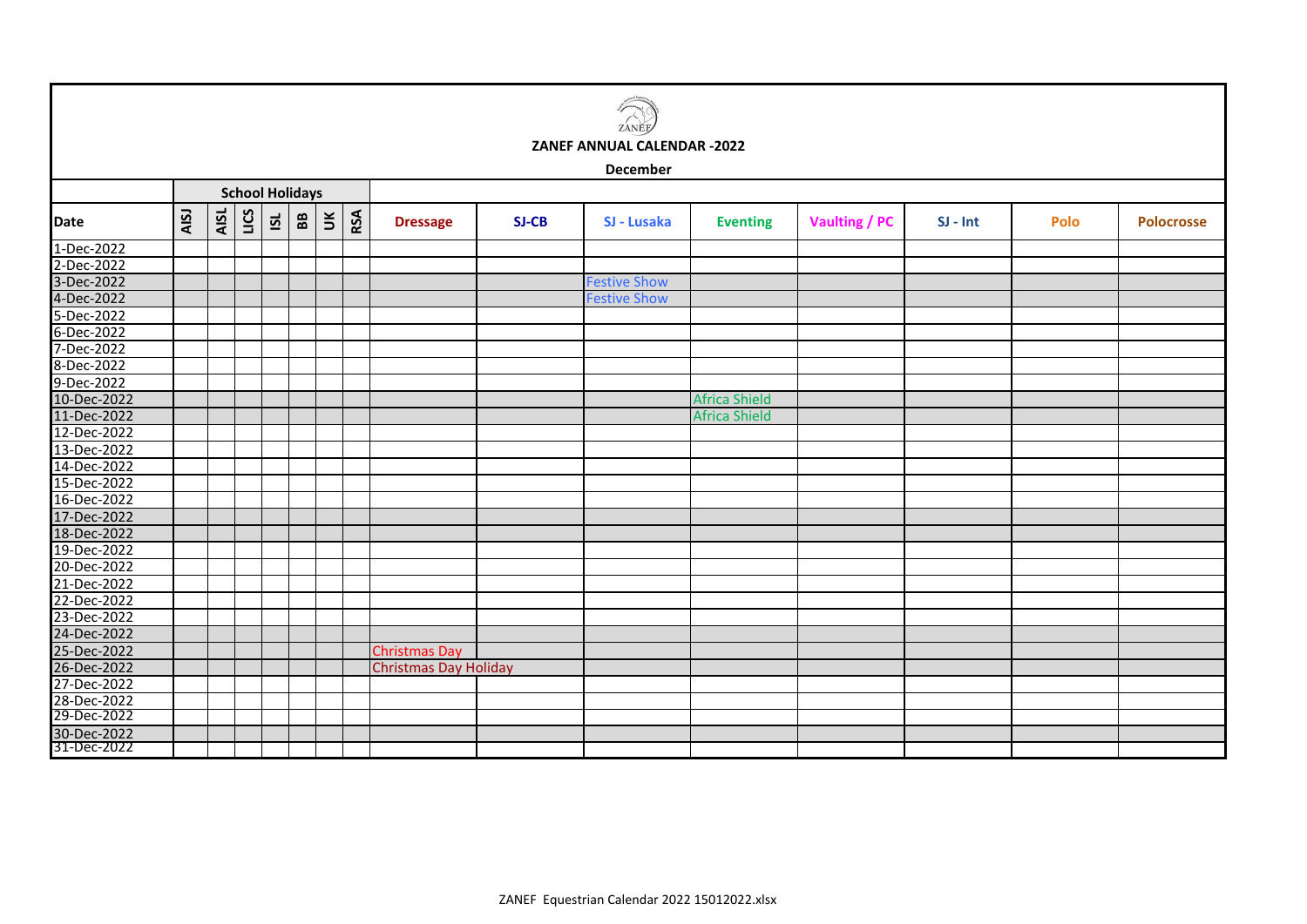ZANEF

# ZANEF ANNUAL CALENDAR -2022

## December

| Date | School Holidays | | | | | | | Dressage | SJ-CB | SJ - Lusaka | Eventing | Vaulting / PC | SJ - Int | Polo | Polocrosse |
|---|---|---|---|---|---|---|---|---|---|---|---|---|---|---|---|
| | AISJ | AISL | LICS | ISL | BB | UK | RSA | | | | | | | | |
| 1-Dec-2022 | | | | | | | | | | | | | | | |
| 2-Dec-2022 | | | | | | | | | | | | | | | |
| 3-Dec-2022 | | | | | | | | | | Festive Show | | | | | |
| 4-Dec-2022 | | | | | | | | | | Festive Show | | | | | |
| 5-Dec-2022 | | | | | | | | | | | | | | | |
| 6-Dec-2022 | | | | | | | | | | | | | | | |
| 7-Dec-2022 | | | | | | | | | | | | | | | |
| 8-Dec-2022 | | | | | | | | | | | | | | | |
| 9-Dec-2022 | | | | | | | | | | | | | | | |
| 10-Dec-2022 | | | | | | | | | | | Africa Shield | | | | |
| 11-Dec-2022 | | | | | | | | | | | Africa Shield | | | | |
| 12-Dec-2022 | | | | | | | | | | | | | | | |
| 13-Dec-2022 | | | | | | | | | | | | | | | |
| 14-Dec-2022 | | | | | | | | | | | | | | | |
| 15-Dec-2022 | | | | | | | | | | | | | | | |
| 16-Dec-2022 | | | | | | | | | | | | | | | |
| 17-Dec-2022 | | | | | | | | | | | | | | | |
| 18-Dec-2022 | | | | | | | | | | | | | | | |
| 19-Dec-2022 | | | | | | | | | | | | | | | |
| 20-Dec-2022 | | | | | | | | | | | | | | | |
| 21-Dec-2022 | | | | | | | | | | | | | | | |
| 22-Dec-2022 | | | | | | | | | | | | | | | |
| 23-Dec-2022 | | | | | | | | | | | | | | | |
| 24-Dec-2022 | | | | | | | | | | | | | | | |
| 25-Dec-2022 | | | | | | | | Christmas Day | | | | | | | |
| 26-Dec-2022 | | | | | | | | Christmas Day Holiday | | | | | | | |
| 27-Dec-2022 | | | | | | | | | | | | | | | |
| 28-Dec-2022 | | | | | | | | | | | | | | | |
| 29-Dec-2022 | | | | | | | | | | | | | | | |
| 30-Dec-2022 | | | | | | | | | | | | | | | |
| 31-Dec-2022 | | | | | | | | | | | | | | | |

ZANEF Equestrian Calendar 2022 15012022.xlsx